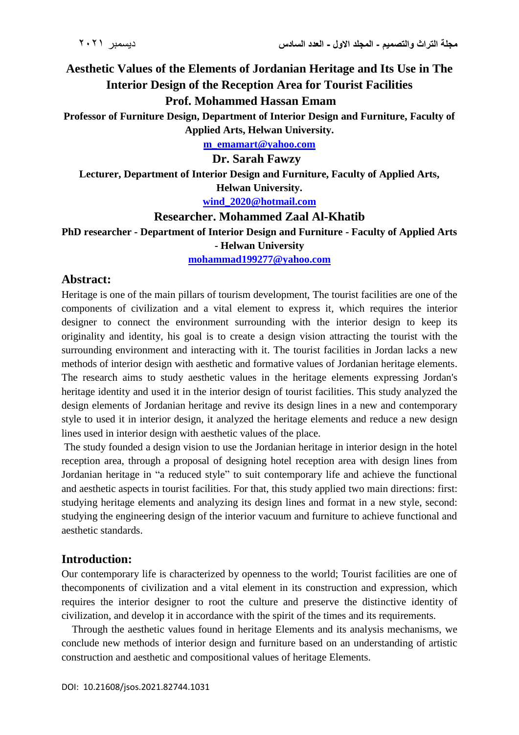# Aesthetic Values of the Elements of Jordanian Heritage and Its Use in The Interior Design of the Reception Area for Tourist Facilities

## Prof. Mohammed Hassan Emam

**Professor of Furniture Design, Department of Interior Design and Furniture, Faculty of Applied Arts, Helwan University.**

**m_emamart@yahoo.com**

## Dr. Sarah Fawzy

**Lecturer, Department of Interior Design and Furniture, Faculty of Applied Arts, Helwan University.**

**wind_2020@hotmail.com**

## Researcher. Mohammed Zaal Al-Khatib

**PhD researcher - Department of Interior Design and Furniture - Faculty of Applied Arts - Helwan University**

**mohammad199277@yahoo.com**

## Abstract:

Heritage is one of the main pillars of tourism development, The tourist facilities are one of the components of civilization and a vital element to express it, which requires the interior designer to connect the environment surrounding with the interior design to keep its originality and identity, his goal is to create a design vision attracting the tourist with the surrounding environment and interacting with it. The tourist facilities in Jordan lacks a new methods of interior design with aesthetic and formative values of Jordanian heritage elements. The research aims to study aesthetic values in the heritage elements expressing Jordan's heritage identity and used it in the interior design of tourist facilities. This study analyzed the design elements of Jordanian heritage and revive its design lines in a new and contemporary style to used it in interior design, it analyzed the heritage elements and reduce a new design lines used in interior design with aesthetic values of the place.

The study founded a design vision to use the Jordanian heritage in interior design in the hotel reception area, through a proposal of designing hotel reception area with design lines from Jordanian heritage in "a reduced style" to suit contemporary life and achieve the functional and aesthetic aspects in tourist facilities. For that, this study applied two main directions: first: studying heritage elements and analyzing its design lines and format in a new style, second: studying the engineering design of the interior vacuum and furniture to achieve functional and aesthetic standards.

## Introduction:

Our contemporary life is characterized by openness to the world; Tourist facilities are one of thecomponents of civilization and a vital element in its construction and expression, which requires the interior designer to root the culture and preserve the distinctive identity of civilization, and develop it in accordance with the spirit of the times and its requirements.

Through the aesthetic values found in heritage Elements and its analysis mechanisms, we conclude new methods of interior design and furniture based on an understanding of artistic construction and aesthetic and compositional values of heritage Elements.

DOI: 10.21608/jsos.2021.82744.1031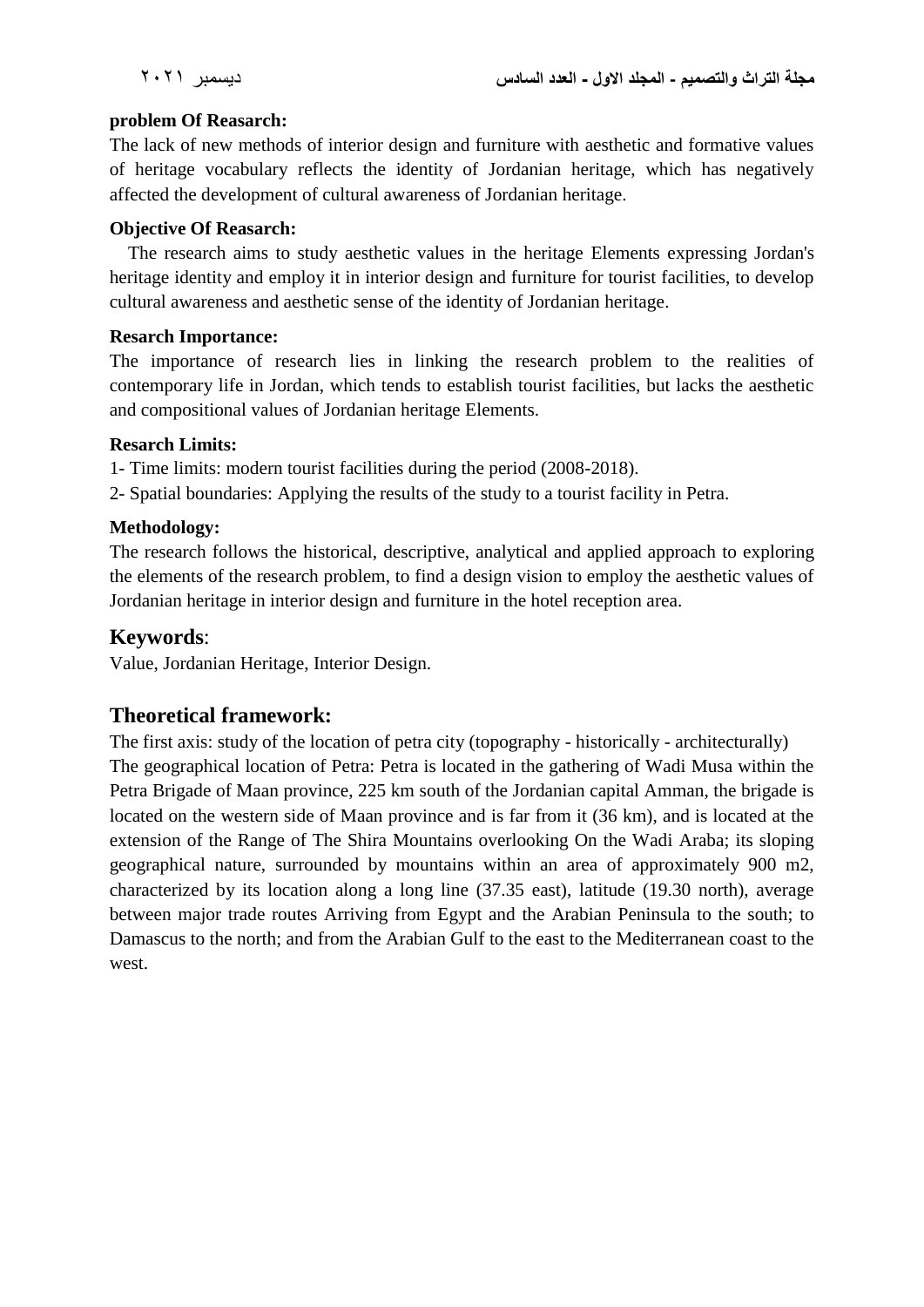**problem Of Reasarch:**

The lack of new methods of interior design and furniture with aesthetic and formative values of heritage vocabulary reflects the identity of Jordanian heritage, which has negatively affected the development of cultural awareness of Jordanian heritage.

**Objective Of Reasarch:**

The research aims to study aesthetic values in the heritage Elements expressing Jordan's heritage identity and employ it in interior design and furniture for tourist facilities, to develop cultural awareness and aesthetic sense of the identity of Jordanian heritage.

**Resarch Importance:**

The importance of research lies in linking the research problem to the realities of contemporary life in Jordan, which tends to establish tourist facilities, but lacks the aesthetic and compositional values of Jordanian heritage Elements.

**Resarch Limits:**

1- Time limits: modern tourist facilities during the period (2008-2018).

2- Spatial boundaries: Applying the results of the study to a tourist facility in Petra.

**Methodology:**

The research follows the historical, descriptive, analytical and applied approach to exploring the elements of the research problem, to find a design vision to employ the aesthetic values of Jordanian heritage in interior design and furniture in the hotel reception area.

## Keywords:

Value, Jordanian Heritage, Interior Design.

## Theoretical framework:

The first axis: study of the location of petra city (topography - historically - architecturally)

The geographical location of Petra: Petra is located in the gathering of Wadi Musa within the Petra Brigade of Maan province, 225 km south of the Jordanian capital Amman, the brigade is located on the western side of Maan province and is far from it (36 km), and is located at the extension of the Range of The Shira Mountains overlooking On the Wadi Araba; its sloping geographical nature, surrounded by mountains within an area of approximately 900 m2, characterized by its location along a long line (37.35 east), latitude (19.30 north), average between major trade routes Arriving from Egypt and the Arabian Peninsula to the south; to Damascus to the north; and from the Arabian Gulf to the east to the Mediterranean coast to the west.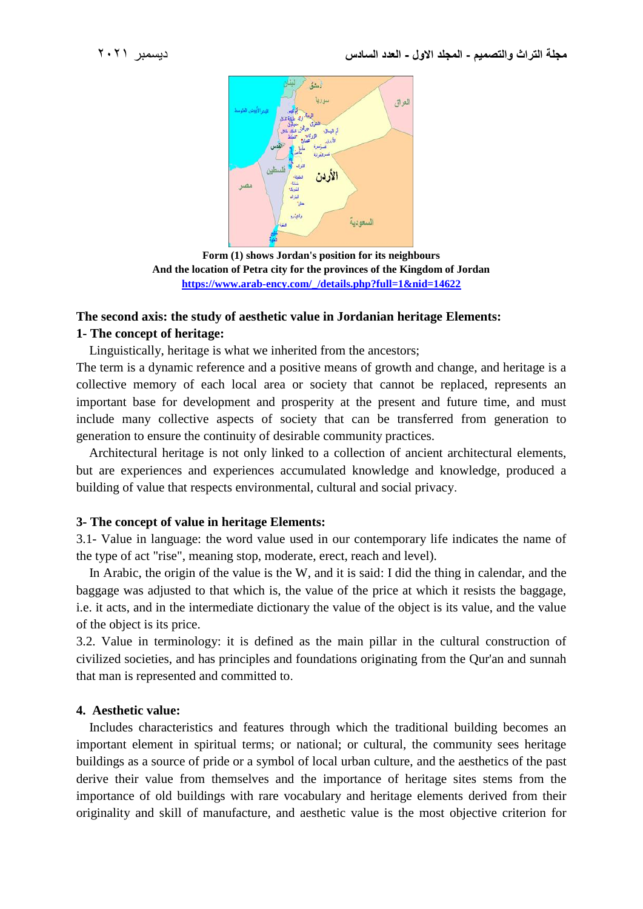Form (1) shows Jordan's position for its neighbours
And the location of Petra city for the provinces of the Kingdom of Jordan
https://www.arab-ency.com/_/details.php?full=1&nid=14622

## The second axis: the study of aesthetic value in Jordanian heritage Elements:

### 1- The concept of heritage:

Linguistically, heritage is what we inherited from the ancestors;
The term is a dynamic reference and a positive means of growth and change, and heritage is a collective memory of each local area or society that cannot be replaced, represents an important base for development and prosperity at the present and future time, and must include many collective aspects of society that can be transferred from generation to generation to ensure the continuity of desirable community practices.

Architectural heritage is not only linked to a collection of ancient architectural elements, but are experiences and experiences accumulated knowledge and knowledge, produced a building of value that respects environmental, cultural and social privacy.

### 3- The concept of value in heritage Elements:

3.1- Value in language: the word value used in our contemporary life indicates the name of the type of act "rise", meaning stop, moderate, erect, reach and level).

In Arabic, the origin of the value is the W, and it is said: I did the thing in calendar, and the baggage was adjusted to that which is, the value of the price at which it resists the baggage, i.e. it acts, and in the intermediate dictionary the value of the object is its value, and the value of the object is its price.

3.2. Value in terminology: it is defined as the main pillar in the cultural construction of civilized societies, and has principles and foundations originating from the Qur'an and sunnah that man is represented and committed to.

### 4. Aesthetic value:

Includes characteristics and features through which the traditional building becomes an important element in spiritual terms; or national; or cultural, the community sees heritage buildings as a source of pride or a symbol of local urban culture, and the aesthetics of the past derive their value from themselves and the importance of heritage sites stems from the importance of old buildings with rare vocabulary and heritage elements derived from their originality and skill of manufacture, and aesthetic value is the most objective criterion for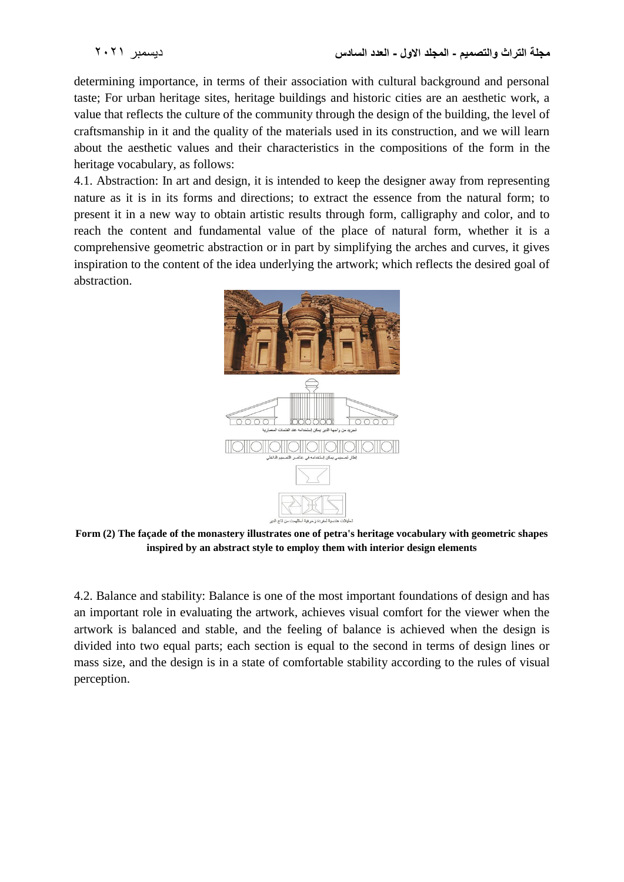determining importance, in terms of their association with cultural background and personal taste; For urban heritage sites, heritage buildings and historic cities are an aesthetic work, a value that reflects the culture of the community through the design of the building, the level of craftsmanship in it and the quality of the materials used in its construction, and we will learn about the aesthetic values and their characteristics in the compositions of the form in the heritage vocabulary, as follows:

4.1. Abstraction: In art and design, it is intended to keep the designer away from representing nature as it is in its forms and directions; to extract the essence from the natural form; to present it in a new way to obtain artistic results through form, calligraphy and color, and to reach the content and fundamental value of the place of natural form, whether it is a comprehensive geometric abstraction or in part by simplifying the arches and curves, it gives inspiration to the content of the idea underlying the artwork; which reflects the desired goal of abstraction.

**Form (2) The façade of the monastery illustrates one of petra's heritage vocabulary with geometric shapes inspired by an abstract style to employ them with interior design elements**

4.2. Balance and stability: Balance is one of the most important foundations of design and has an important role in evaluating the artwork, achieves visual comfort for the viewer when the artwork is balanced and stable, and the feeling of balance is achieved when the design is divided into two equal parts; each section is equal to the second in terms of design lines or mass size, and the design is in a state of comfortable stability according to the rules of visual perception.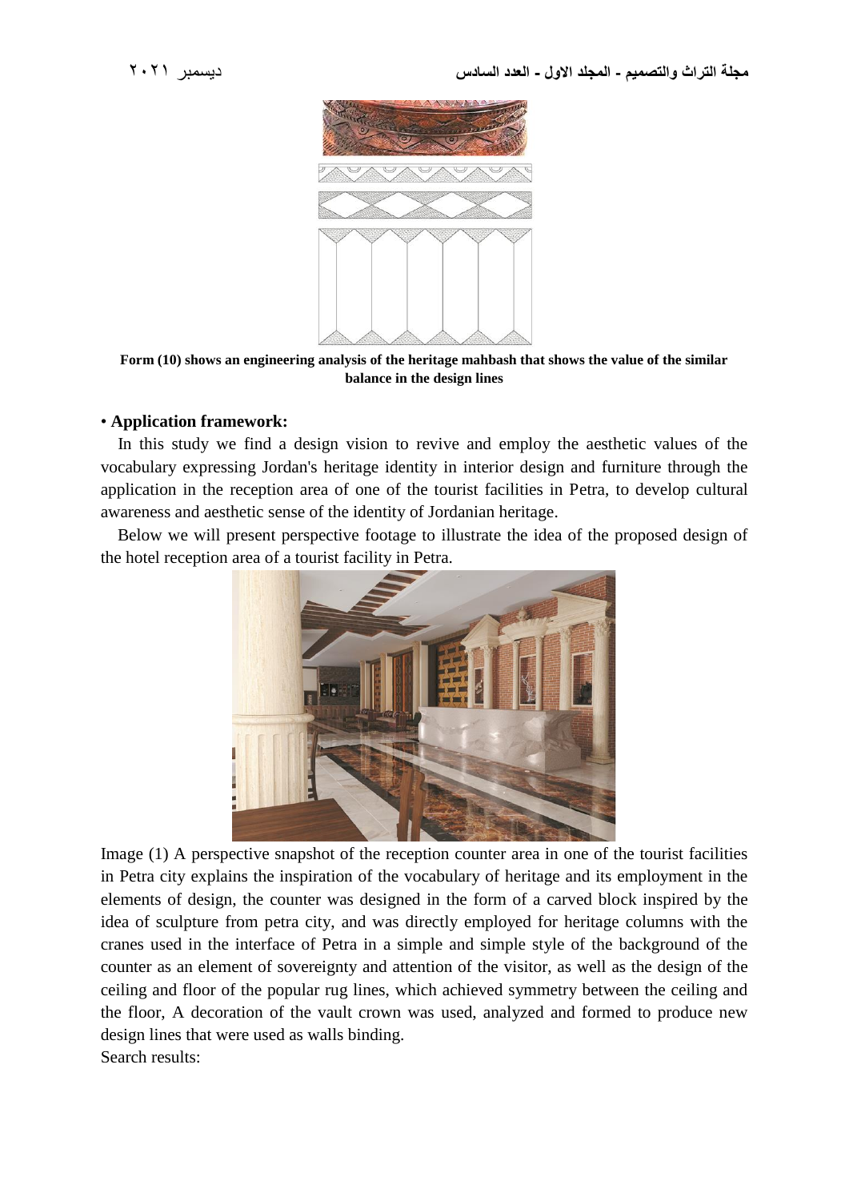Form (10) shows an engineering analysis of the heritage mahbash that shows the value of the similar balance in the design lines

- **Application framework:**

In this study we find a design vision to revive and employ the aesthetic values of the vocabulary expressing Jordan's heritage identity in interior design and furniture through the application in the reception area of one of the tourist facilities in Petra, to develop cultural awareness and aesthetic sense of the identity of Jordanian heritage.

Below we will present perspective footage to illustrate the idea of the proposed design of the hotel reception area of a tourist facility in Petra.

Image (1) A perspective snapshot of the reception counter area in one of the tourist facilities in Petra city explains the inspiration of the vocabulary of heritage and its employment in the elements of design, the counter was designed in the form of a carved block inspired by the idea of sculpture from petra city, and was directly employed for heritage columns with the cranes used in the interface of Petra in a simple and simple style of the background of the counter as an element of sovereignty and attention of the visitor, as well as the design of the ceiling and floor of the popular rug lines, which achieved symmetry between the ceiling and the floor, A decoration of the vault crown was used, analyzed and formed to produce new design lines that were used as walls binding.

Search results: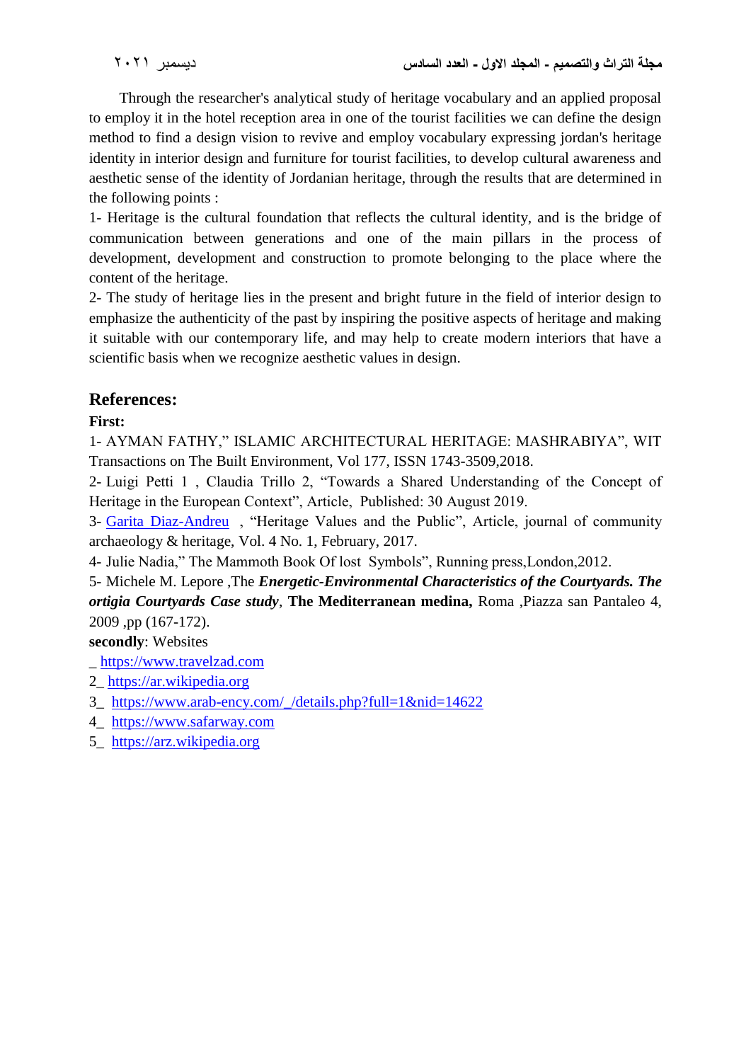Through the researcher's analytical study of heritage vocabulary and an applied proposal to employ it in the hotel reception area in one of the tourist facilities we can define the design method to find a design vision to revive and employ vocabulary expressing jordan's heritage identity in interior design and furniture for tourist facilities, to develop cultural awareness and aesthetic sense of the identity of Jordanian heritage, through the results that are determined in the following points :

1- Heritage is the cultural foundation that reflects the cultural identity, and is the bridge of communication between generations and one of the main pillars in the process of development, development and construction to promote belonging to the place where the content of the heritage.

2- The study of heritage lies in the present and bright future in the field of interior design to emphasize the authenticity of the past by inspiring the positive aspects of heritage and making it suitable with our contemporary life, and may help to create modern interiors that have a scientific basis when we recognize aesthetic values in design.

## References:

**First:**

1- AYMAN FATHY," ISLAMIC ARCHITECTURAL HERITAGE: MASHRABIYA", WIT Transactions on The Built Environment, Vol 177, ISSN 1743-3509,2018.

2- Luigi Petti 1 , Claudia Trillo 2, "Towards a Shared Understanding of the Concept of Heritage in the European Context", Article, Published: 30 August 2019.

3- Garita Diaz-Andreu , "Heritage Values and the Public", Article, journal of community archaeology & heritage, Vol. 4 No. 1, February, 2017.

4- Julie Nadia," The Mammoth Book Of lost Symbols", Running press,London,2012.

5- Michele M. Lepore ,The ***Energetic-Environmental Characteristics of the Courtyards. The ortigia Courtyards Case study***, **The Mediterranean medina,** Roma ,Piazza san Pantaleo 4, 2009 ,pp (167-172).

**secondly**: Websites

_ https://www.travelzad.com

2_ https://ar.wikipedia.org

3_ https://www.arab-ency.com/_/details.php?full=1&nid=14622

4_ https://www.safarway.com

5_ https://arz.wikipedia.org